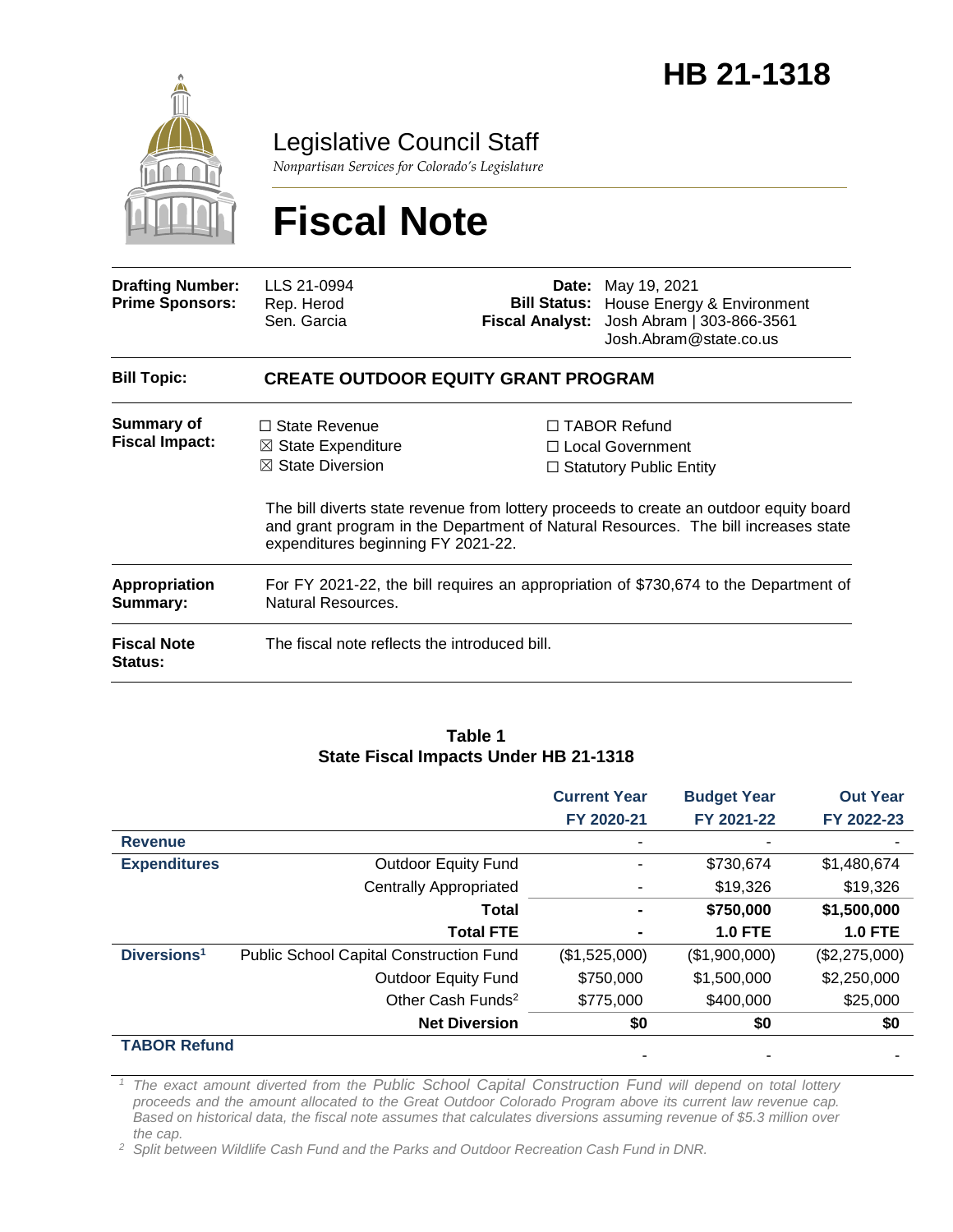# HB 21-1318

Legislative Council Staff

*Nonpartisan Services for Colorado's Legislature*

# Fiscal Note

| | | | |
|---|---|---|---|
| **Drafting Number:** | LLS 21-0994 | **Date:** | May 19, 2021 |
| **Prime Sponsors:** | Rep. Herod<br>Sen. Garcia | **Bill Status:**<br>**Fiscal Analyst:** | House Energy & Environment<br>Josh Abram \| 303-866-3561<br>Josh.Abram@state.co.us |

**Bill Topic:** **CREATE OUTDOOR EQUITY GRANT PROGRAM**

**Summary of Fiscal Impact:**

☐ State Revenue
☒ State Expenditure
☒ State Diversion
☐ TABOR Refund
☐ Local Government
☐ Statutory Public Entity

The bill diverts state revenue from lottery proceeds to create an outdoor equity board and grant program in the Department of Natural Resources. The bill increases state expenditures beginning FY 2021-22.

**Appropriation Summary:** For FY 2021-22, the bill requires an appropriation of $730,674 to the Department of Natural Resources.

**Fiscal Note Status:** The fiscal note reflects the introduced bill.

**Table 1**
**State Fiscal Impacts Under HB 21-1318**

| | | Current Year<br>FY 2020-21 | Budget Year<br>FY 2021-22 | Out Year<br>FY 2022-23 |
|---|---|---|---|---|
| **Revenue** | | - | - | - |
| **Expenditures** | Outdoor Equity Fund | - | $730,674 | $1,480,674 |
| | Centrally Appropriated | - | $19,326 | $19,326 |
| | **Total** | **-** | **$750,000** | **$1,500,000** |
| | **Total FTE** | **-** | **1.0 FTE** | **1.0 FTE** |
| **Diversions[1]** | Public School Capital Construction Fund | ($1,525,000) | ($1,900,000) | ($2,275,000) |
| | Outdoor Equity Fund | $750,000 | $1,500,000 | $2,250,000 |
| | Other Cash Funds[2] | $775,000 | $400,000 | $25,000 |
| | **Net Diversion** | **$0** | **$0** | **$0** |
| **TABOR Refund** | | - | - | - |

*[1] The exact amount diverted from the Public School Capital Construction Fund will depend on total lottery proceeds and the amount allocated to the Great Outdoor Colorado Program above its current law revenue cap. Based on historical data, the fiscal note assumes that calculates diversions assuming revenue of $5.3 million over the cap.*

*[2] Split between Wildlife Cash Fund and the Parks and Outdoor Recreation Cash Fund in DNR.*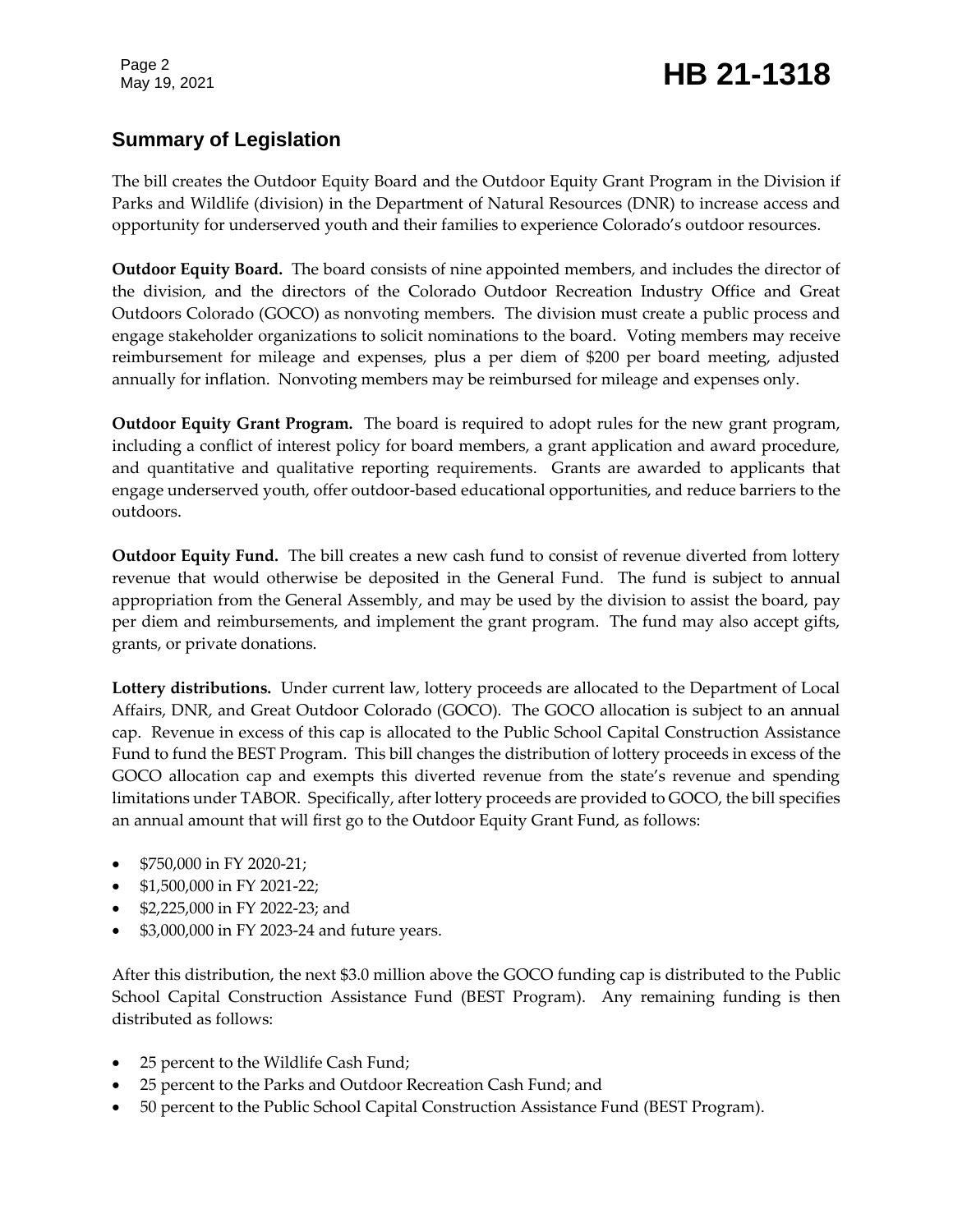## Summary of Legislation

The bill creates the Outdoor Equity Board and the Outdoor Equity Grant Program in the Division if Parks and Wildlife (division) in the Department of Natural Resources (DNR) to increase access and opportunity for underserved youth and their families to experience Colorado's outdoor resources.

**Outdoor Equity Board.** The board consists of nine appointed members, and includes the director of the division, and the directors of the Colorado Outdoor Recreation Industry Office and Great Outdoors Colorado (GOCO) as nonvoting members. The division must create a public process and engage stakeholder organizations to solicit nominations to the board. Voting members may receive reimbursement for mileage and expenses, plus a per diem of $200 per board meeting, adjusted annually for inflation. Nonvoting members may be reimbursed for mileage and expenses only.

**Outdoor Equity Grant Program.** The board is required to adopt rules for the new grant program, including a conflict of interest policy for board members, a grant application and award procedure, and quantitative and qualitative reporting requirements. Grants are awarded to applicants that engage underserved youth, offer outdoor-based educational opportunities, and reduce barriers to the outdoors.

**Outdoor Equity Fund.** The bill creates a new cash fund to consist of revenue diverted from lottery revenue that would otherwise be deposited in the General Fund. The fund is subject to annual appropriation from the General Assembly, and may be used by the division to assist the board, pay per diem and reimbursements, and implement the grant program. The fund may also accept gifts, grants, or private donations.

**Lottery distributions.** Under current law, lottery proceeds are allocated to the Department of Local Affairs, DNR, and Great Outdoor Colorado (GOCO). The GOCO allocation is subject to an annual cap. Revenue in excess of this cap is allocated to the Public School Capital Construction Assistance Fund to fund the BEST Program. This bill changes the distribution of lottery proceeds in excess of the GOCO allocation cap and exempts this diverted revenue from the state's revenue and spending limitations under TABOR. Specifically, after lottery proceeds are provided to GOCO, the bill specifies an annual amount that will first go to the Outdoor Equity Grant Fund, as follows:

- $750,000 in FY 2020-21;
- $1,500,000 in FY 2021-22;
- $2,225,000 in FY 2022-23; and
- $3,000,000 in FY 2023-24 and future years.

After this distribution, the next $3.0 million above the GOCO funding cap is distributed to the Public School Capital Construction Assistance Fund (BEST Program). Any remaining funding is then distributed as follows:

- 25 percent to the Wildlife Cash Fund;
- 25 percent to the Parks and Outdoor Recreation Cash Fund; and
- 50 percent to the Public School Capital Construction Assistance Fund (BEST Program).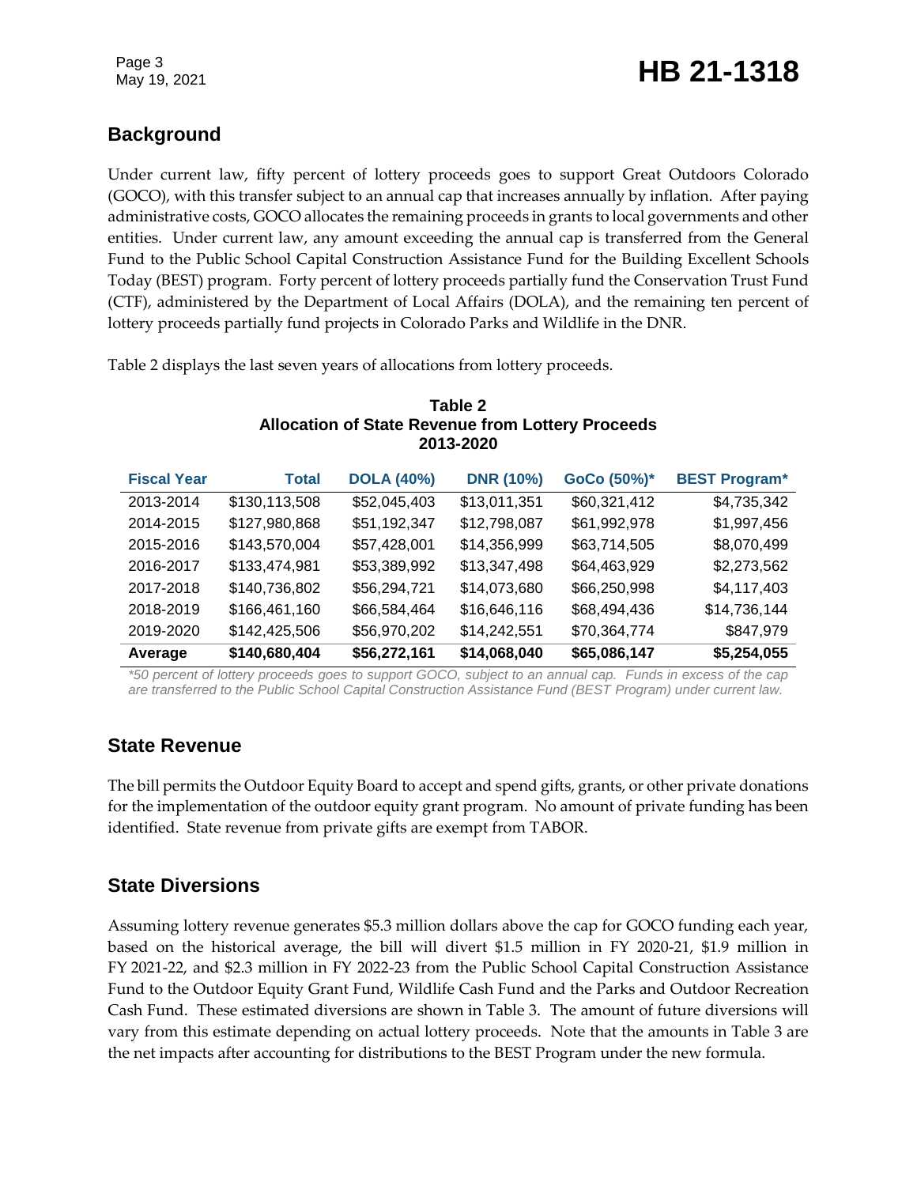## Background

Under current law, fifty percent of lottery proceeds goes to support Great Outdoors Colorado (GOCO), with this transfer subject to an annual cap that increases annually by inflation. After paying administrative costs, GOCO allocates the remaining proceeds in grants to local governments and other entities. Under current law, any amount exceeding the annual cap is transferred from the General Fund to the Public School Capital Construction Assistance Fund for the Building Excellent Schools Today (BEST) program. Forty percent of lottery proceeds partially fund the Conservation Trust Fund (CTF), administered by the Department of Local Affairs (DOLA), and the remaining ten percent of lottery proceeds partially fund projects in Colorado Parks and Wildlife in the DNR.

Table 2 displays the last seven years of allocations from lottery proceeds.

**Table 2**
**Allocation of State Revenue from Lottery Proceeds**
**2013-2020**

| Fiscal Year | Total | DOLA (40%) | DNR (10%) | GoCo (50%)* | BEST Program* |
|---|---|---|---|---|---|
| 2013-2014 | $130,113,508 | $52,045,403 | $13,011,351 | $60,321,412 | $4,735,342 |
| 2014-2015 | $127,980,868 | $51,192,347 | $12,798,087 | $61,992,978 | $1,997,456 |
| 2015-2016 | $143,570,004 | $57,428,001 | $14,356,999 | $63,714,505 | $8,070,499 |
| 2016-2017 | $133,474,981 | $53,389,992 | $13,347,498 | $64,463,929 | $2,273,562 |
| 2017-2018 | $140,736,802 | $56,294,721 | $14,073,680 | $66,250,998 | $4,117,403 |
| 2018-2019 | $166,461,160 | $66,584,464 | $16,646,116 | $68,494,436 | $14,736,144 |
| 2019-2020 | $142,425,506 | $56,970,202 | $14,242,551 | $70,364,774 | $847,979 |
| **Average** | **$140,680,404** | **$56,272,161** | **$14,068,040** | **$65,086,147** | **$5,254,055** |

*\*50 percent of lottery proceeds goes to support GOCO, subject to an annual cap. Funds in excess of the cap are transferred to the Public School Capital Construction Assistance Fund (BEST Program) under current law.*

## State Revenue

The bill permits the Outdoor Equity Board to accept and spend gifts, grants, or other private donations for the implementation of the outdoor equity grant program. No amount of private funding has been identified. State revenue from private gifts are exempt from TABOR.

## State Diversions

Assuming lottery revenue generates $5.3 million dollars above the cap for GOCO funding each year, based on the historical average, the bill will divert $1.5 million in FY 2020-21, $1.9 million in FY 2021-22, and $2.3 million in FY 2022-23 from the Public School Capital Construction Assistance Fund to the Outdoor Equity Grant Fund, Wildlife Cash Fund and the Parks and Outdoor Recreation Cash Fund. These estimated diversions are shown in Table 3. The amount of future diversions will vary from this estimate depending on actual lottery proceeds. Note that the amounts in Table 3 are the net impacts after accounting for distributions to the BEST Program under the new formula.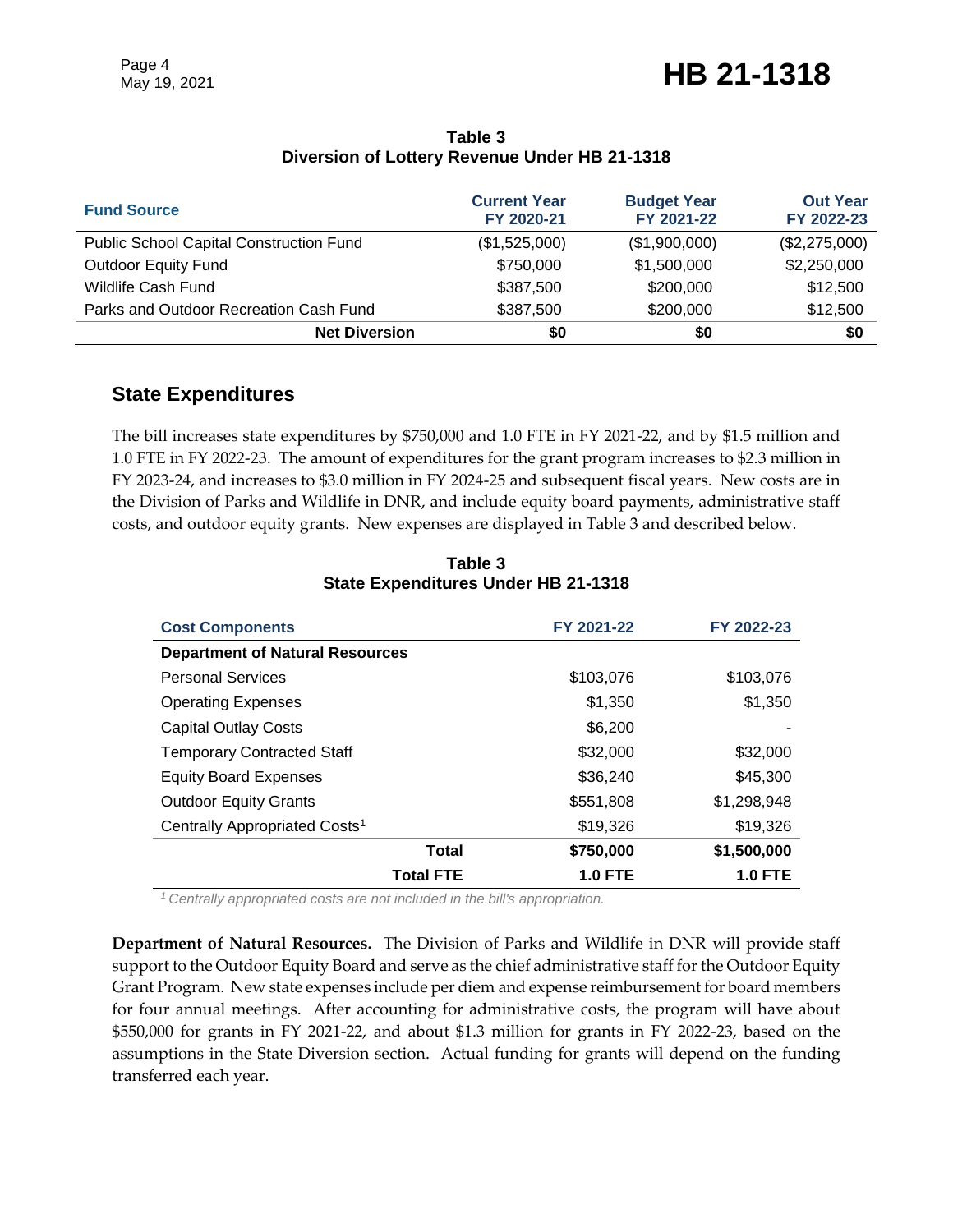**Table 3**
**Diversion of Lottery Revenue Under HB 21-1318**

| Fund Source | Current Year FY 2020-21 | Budget Year FY 2021-22 | Out Year FY 2022-23 |
|---|---|---|---|
| Public School Capital Construction Fund | ($1,525,000) | ($1,900,000) | ($2,275,000) |
| Outdoor Equity Fund | $750,000 | $1,500,000 | $2,250,000 |
| Wildlife Cash Fund | $387,500 | $200,000 | $12,500 |
| Parks and Outdoor Recreation Cash Fund | $387,500 | $200,000 | $12,500 |
| **Net Diversion** | **$0** | **$0** | **$0** |

## State Expenditures

The bill increases state expenditures by $750,000 and 1.0 FTE in FY 2021-22, and by $1.5 million and 1.0 FTE in FY 2022-23. The amount of expenditures for the grant program increases to $2.3 million in FY 2023-24, and increases to $3.0 million in FY 2024-25 and subsequent fiscal years. New costs are in the Division of Parks and Wildlife in DNR, and include equity board payments, administrative staff costs, and outdoor equity grants. New expenses are displayed in Table 3 and described below.

**Table 3**
**State Expenditures Under HB 21-1318**

| Cost Components | FY 2021-22 | FY 2022-23 |
|---|---|---|
| **Department of Natural Resources** | | |
| Personal Services | $103,076 | $103,076 |
| Operating Expenses | $1,350 | $1,350 |
| Capital Outlay Costs | $6,200 | - |
| Temporary Contracted Staff | $32,000 | $32,000 |
| Equity Board Expenses | $36,240 | $45,300 |
| Outdoor Equity Grants | $551,808 | $1,298,948 |
| Centrally Appropriated Costs[1] | $19,326 | $19,326 |
| **Total** | **$750,000** | **$1,500,000** |
| **Total FTE** | **1.0 FTE** | **1.0 FTE** |

*[1] Centrally appropriated costs are not included in the bill's appropriation.*

**Department of Natural Resources.** The Division of Parks and Wildlife in DNR will provide staff support to the Outdoor Equity Board and serve as the chief administrative staff for the Outdoor Equity Grant Program. New state expenses include per diem and expense reimbursement for board members for four annual meetings. After accounting for administrative costs, the program will have about $550,000 for grants in FY 2021-22, and about $1.3 million for grants in FY 2022-23, based on the assumptions in the State Diversion section. Actual funding for grants will depend on the funding transferred each year.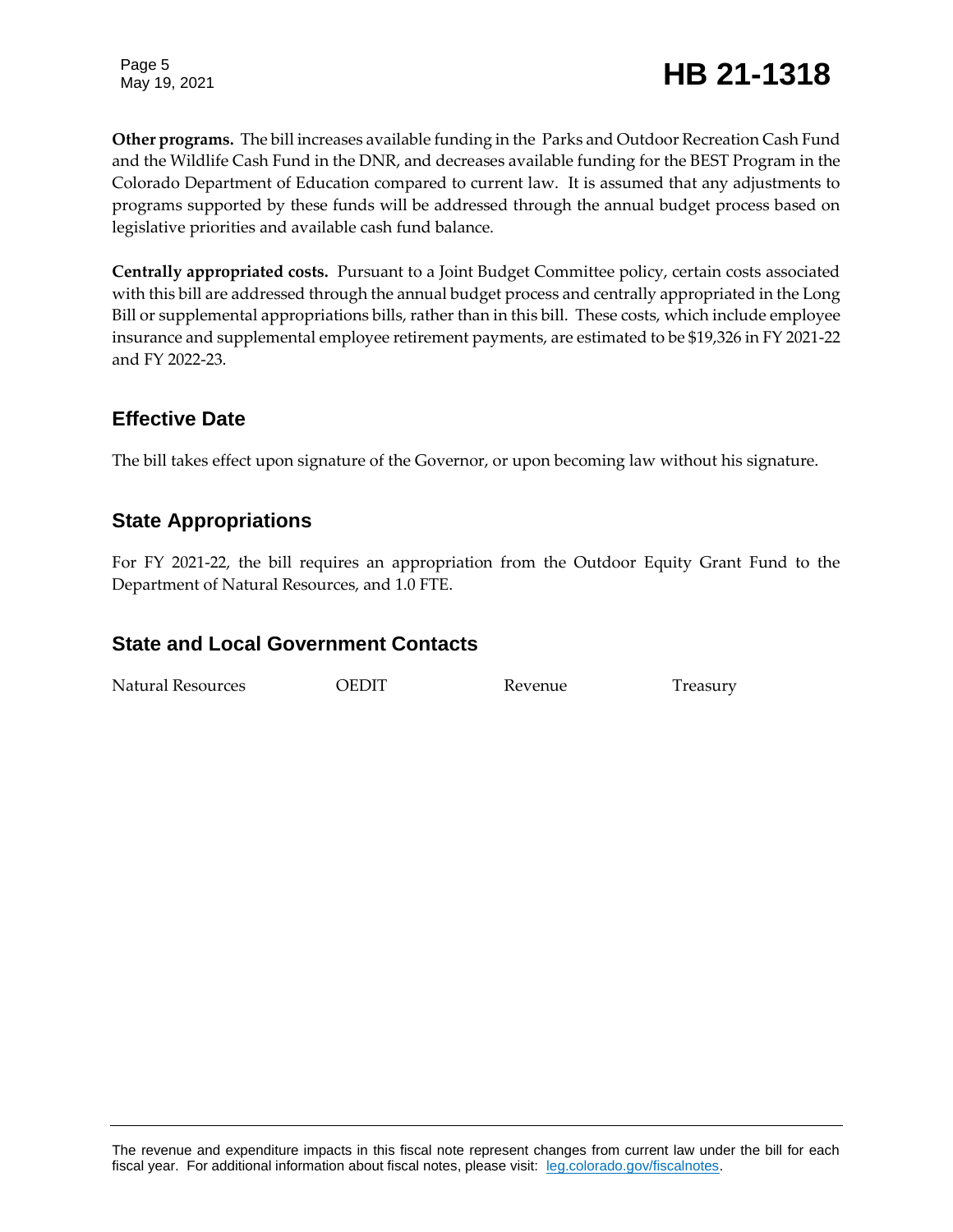**Other programs.** The bill increases available funding in the Parks and Outdoor Recreation Cash Fund and the Wildlife Cash Fund in the DNR, and decreases available funding for the BEST Program in the Colorado Department of Education compared to current law. It is assumed that any adjustments to programs supported by these funds will be addressed through the annual budget process based on legislative priorities and available cash fund balance.

**Centrally appropriated costs.** Pursuant to a Joint Budget Committee policy, certain costs associated with this bill are addressed through the annual budget process and centrally appropriated in the Long Bill or supplemental appropriations bills, rather than in this bill. These costs, which include employee insurance and supplemental employee retirement payments, are estimated to be $19,326 in FY 2021-22 and FY 2022-23.

## Effective Date

The bill takes effect upon signature of the Governor, or upon becoming law without his signature.

## State Appropriations

For FY 2021-22, the bill requires an appropriation from the Outdoor Equity Grant Fund to the Department of Natural Resources, and 1.0 FTE.

## State and Local Government Contacts

| | | | |
|---|---|---|---|
| Natural Resources | OEDIT | Revenue | Treasury |

The revenue and expenditure impacts in this fiscal note represent changes from current law under the bill for each fiscal year. For additional information about fiscal notes, please visit: leg.colorado.gov/fiscalnotes.